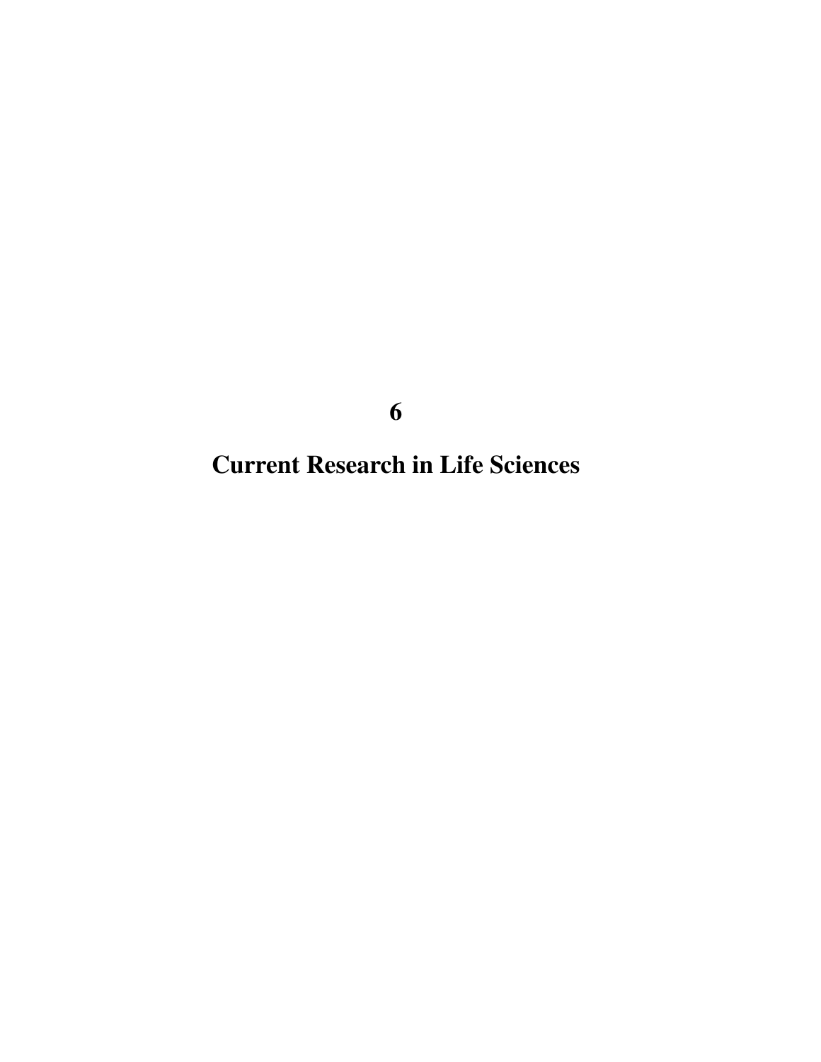# 6

# Current Research in Life Sciences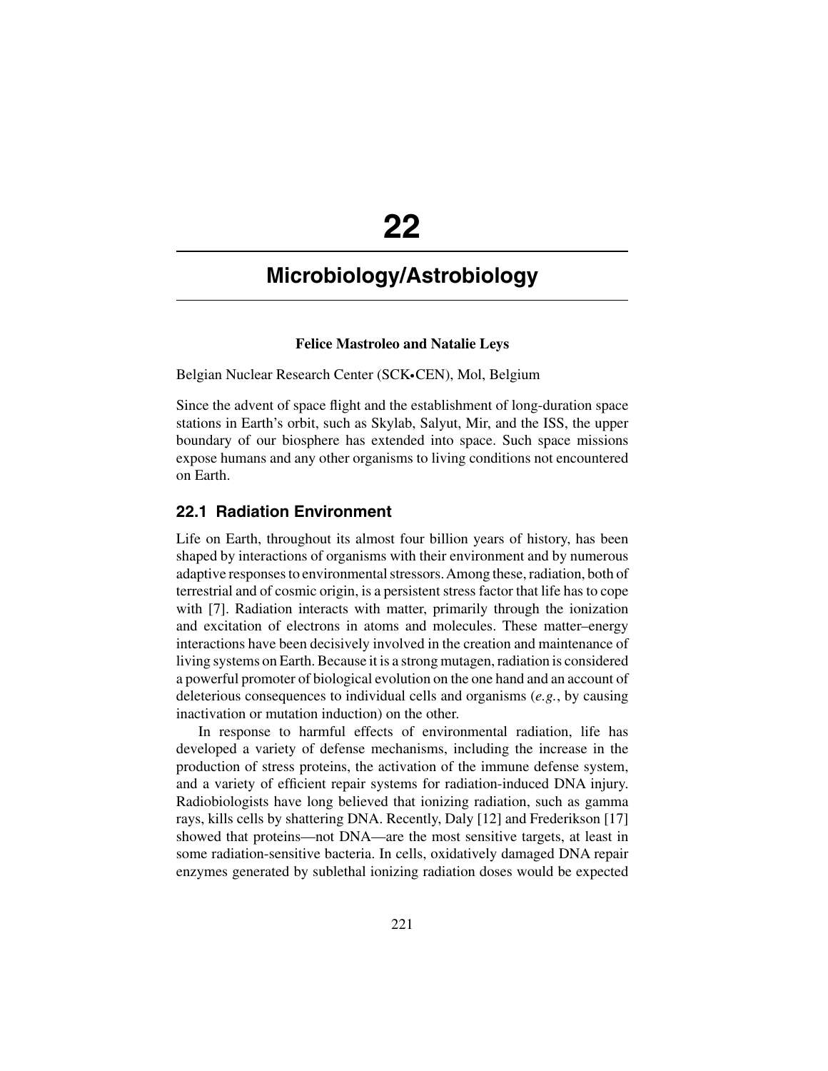# 22

## Microbiology/Astrobiology

**Felice Mastroleo and Natalie Leys**

Belgian Nuclear Research Center (SCK•CEN), Mol, Belgium

Since the advent of space flight and the establishment of long-duration space stations in Earth's orbit, such as Skylab, Salyut, Mir, and the ISS, the upper boundary of our biosphere has extended into space. Such space missions expose humans and any other organisms to living conditions not encountered on Earth.

### 22.1 Radiation Environment

Life on Earth, throughout its almost four billion years of history, has been shaped by interactions of organisms with their environment and by numerous adaptive responses to environmental stressors. Among these, radiation, both of terrestrial and of cosmic origin, is a persistent stress factor that life has to cope with [7]. Radiation interacts with matter, primarily through the ionization and excitation of electrons in atoms and molecules. These matter–energy interactions have been decisively involved in the creation and maintenance of living systems on Earth. Because it is a strong mutagen, radiation is considered a powerful promoter of biological evolution on the one hand and an account of deleterious consequences to individual cells and organisms (*e.g.*, by causing inactivation or mutation induction) on the other.

In response to harmful effects of environmental radiation, life has developed a variety of defense mechanisms, including the increase in the production of stress proteins, the activation of the immune defense system, and a variety of efficient repair systems for radiation-induced DNA injury. Radiobiologists have long believed that ionizing radiation, such as gamma rays, kills cells by shattering DNA. Recently, Daly [12] and Frederikson [17] showed that proteins—not DNA—are the most sensitive targets, at least in some radiation-sensitive bacteria. In cells, oxidatively damaged DNA repair enzymes generated by sublethal ionizing radiation doses would be expected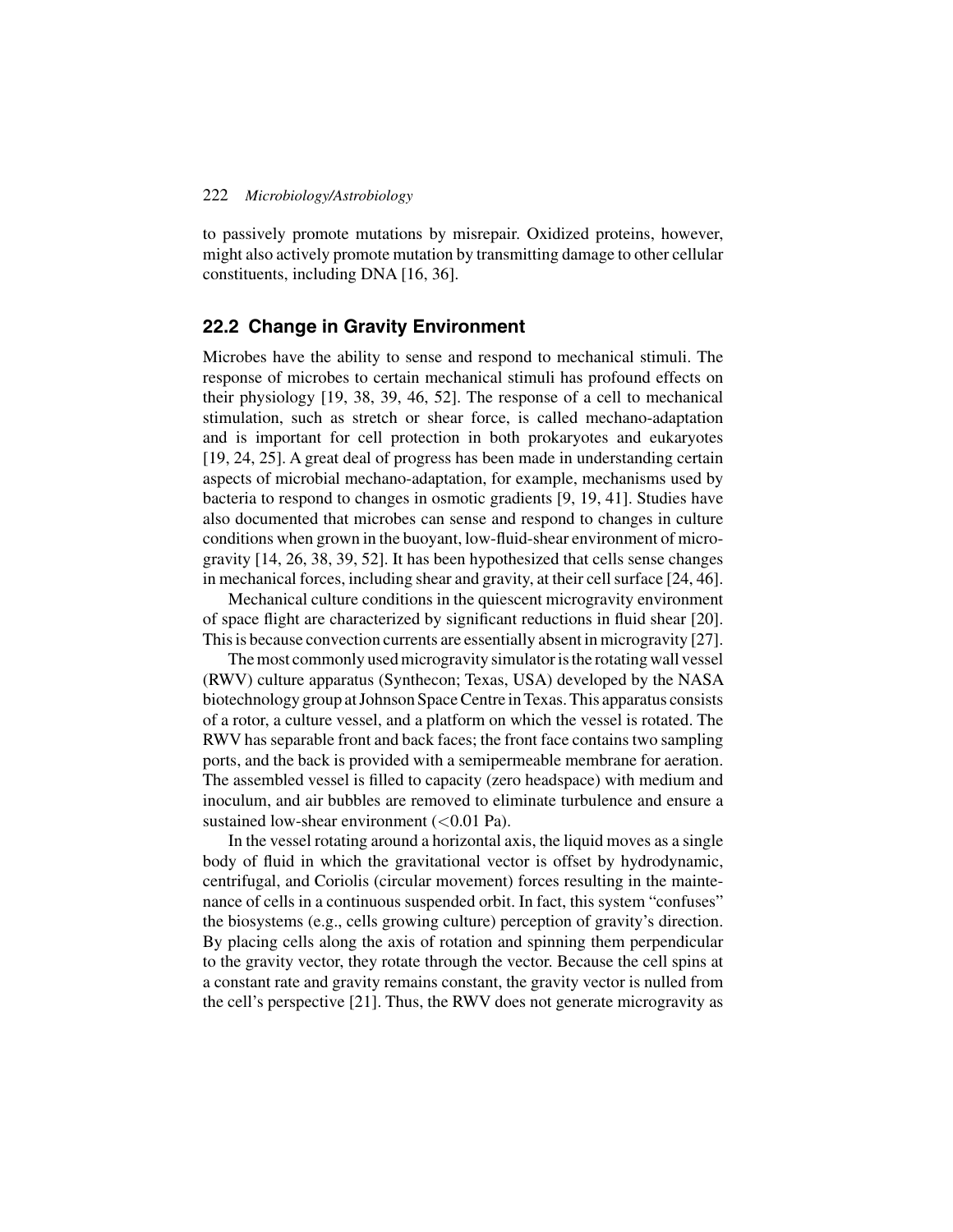to passively promote mutations by misrepair. Oxidized proteins, however, might also actively promote mutation by transmitting damage to other cellular constituents, including DNA [16, 36].

## 22.2 Change in Gravity Environment

Microbes have the ability to sense and respond to mechanical stimuli. The response of microbes to certain mechanical stimuli has profound effects on their physiology [19, 38, 39, 46, 52]. The response of a cell to mechanical stimulation, such as stretch or shear force, is called mechano-adaptation and is important for cell protection in both prokaryotes and eukaryotes [19, 24, 25]. A great deal of progress has been made in understanding certain aspects of microbial mechano-adaptation, for example, mechanisms used by bacteria to respond to changes in osmotic gradients [9, 19, 41]. Studies have also documented that microbes can sense and respond to changes in culture conditions when grown in the buoyant, low-fluid-shear environment of microgravity [14, 26, 38, 39, 52]. It has been hypothesized that cells sense changes in mechanical forces, including shear and gravity, at their cell surface [24, 46].

Mechanical culture conditions in the quiescent microgravity environment of space flight are characterized by significant reductions in fluid shear [20]. This is because convection currents are essentially absent in microgravity [27].

The most commonly used microgravity simulator is the rotating wall vessel (RWV) culture apparatus (Synthecon; Texas, USA) developed by the NASA biotechnology group at Johnson Space Centre in Texas. This apparatus consists of a rotor, a culture vessel, and a platform on which the vessel is rotated. The RWV has separable front and back faces; the front face contains two sampling ports, and the back is provided with a semipermeable membrane for aeration. The assembled vessel is filled to capacity (zero headspace) with medium and inoculum, and air bubbles are removed to eliminate turbulence and ensure a sustained low-shear environment ($<0.01$ Pa).

In the vessel rotating around a horizontal axis, the liquid moves as a single body of fluid in which the gravitational vector is offset by hydrodynamic, centrifugal, and Coriolis (circular movement) forces resulting in the maintenance of cells in a continuous suspended orbit. In fact, this system "confuses" the biosystems (e.g., cells growing culture) perception of gravity's direction. By placing cells along the axis of rotation and spinning them perpendicular to the gravity vector, they rotate through the vector. Because the cell spins at a constant rate and gravity remains constant, the gravity vector is nulled from the cell's perspective [21]. Thus, the RWV does not generate microgravity as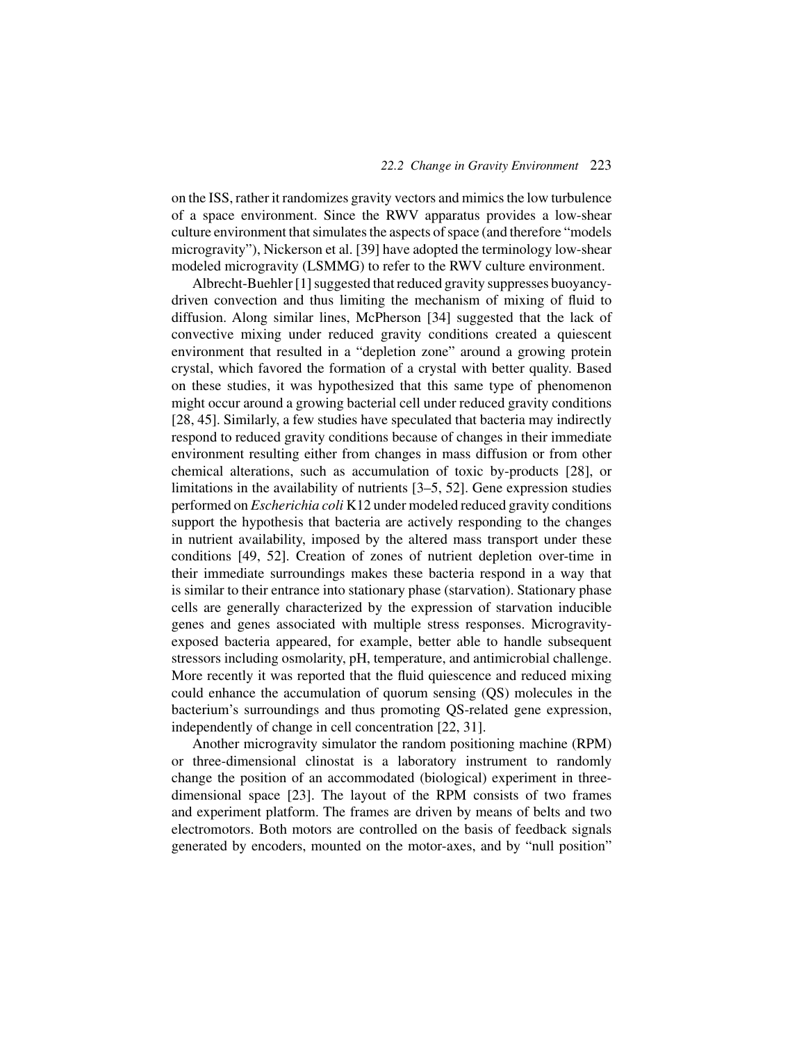on the ISS, rather it randomizes gravity vectors and mimics the low turbulence of a space environment. Since the RWV apparatus provides a low-shear culture environment that simulates the aspects of space (and therefore "models microgravity"), Nickerson et al. [39] have adopted the terminology low-shear modeled microgravity (LSMMG) to refer to the RWV culture environment.

Albrecht-Buehler [1] suggested that reduced gravity suppresses buoyancy-driven convection and thus limiting the mechanism of mixing of fluid to diffusion. Along similar lines, McPherson [34] suggested that the lack of convective mixing under reduced gravity conditions created a quiescent environment that resulted in a "depletion zone" around a growing protein crystal, which favored the formation of a crystal with better quality. Based on these studies, it was hypothesized that this same type of phenomenon might occur around a growing bacterial cell under reduced gravity conditions [28, 45]. Similarly, a few studies have speculated that bacteria may indirectly respond to reduced gravity conditions because of changes in their immediate environment resulting either from changes in mass diffusion or from other chemical alterations, such as accumulation of toxic by-products [28], or limitations in the availability of nutrients [3–5, 52]. Gene expression studies performed on *Escherichia coli* K12 under modeled reduced gravity conditions support the hypothesis that bacteria are actively responding to the changes in nutrient availability, imposed by the altered mass transport under these conditions [49, 52]. Creation of zones of nutrient depletion over-time in their immediate surroundings makes these bacteria respond in a way that is similar to their entrance into stationary phase (starvation). Stationary phase cells are generally characterized by the expression of starvation inducible genes and genes associated with multiple stress responses. Microgravity-exposed bacteria appeared, for example, better able to handle subsequent stressors including osmolarity, pH, temperature, and antimicrobial challenge. More recently it was reported that the fluid quiescence and reduced mixing could enhance the accumulation of quorum sensing (QS) molecules in the bacterium's surroundings and thus promoting QS-related gene expression, independently of change in cell concentration [22, 31].

Another microgravity simulator the random positioning machine (RPM) or three-dimensional clinostat is a laboratory instrument to randomly change the position of an accommodated (biological) experiment in three-dimensional space [23]. The layout of the RPM consists of two frames and experiment platform. The frames are driven by means of belts and two electromotors. Both motors are controlled on the basis of feedback signals generated by encoders, mounted on the motor-axes, and by "null position"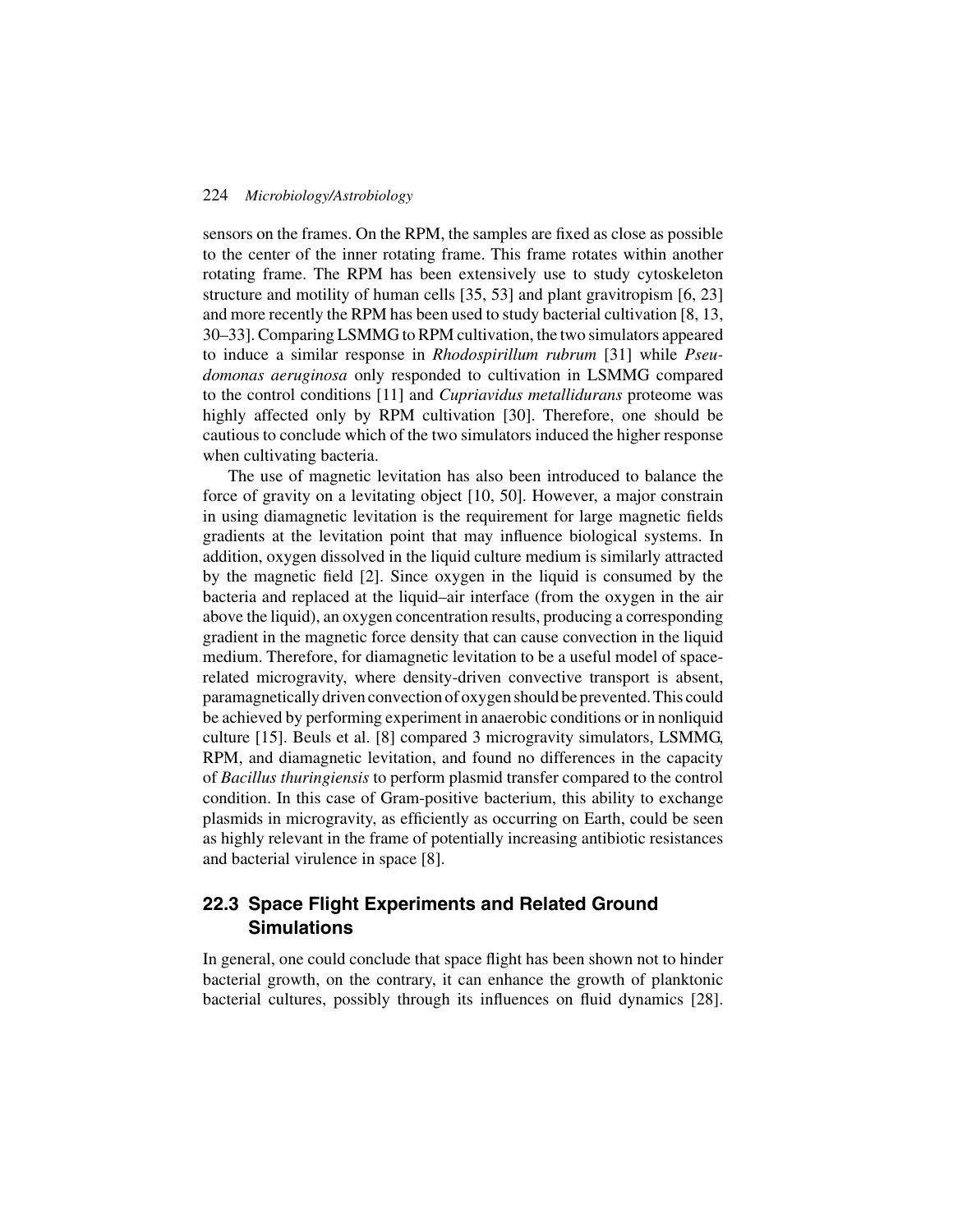sensors on the frames. On the RPM, the samples are fixed as close as possible to the center of the inner rotating frame. This frame rotates within another rotating frame. The RPM has been extensively use to study cytoskeleton structure and motility of human cells [35, 53] and plant gravitropism [6, 23] and more recently the RPM has been used to study bacterial cultivation [8, 13, 30–33]. Comparing LSMMG to RPM cultivation, the two simulators appeared to induce a similar response in *Rhodospirillum rubrum* [31] while *Pseudomonas aeruginosa* only responded to cultivation in LSMMG compared to the control conditions [11] and *Cupriavidus metallidurans* proteome was highly affected only by RPM cultivation [30]. Therefore, one should be cautious to conclude which of the two simulators induced the higher response when cultivating bacteria.

The use of magnetic levitation has also been introduced to balance the force of gravity on a levitating object [10, 50]. However, a major constrain in using diamagnetic levitation is the requirement for large magnetic fields gradients at the levitation point that may influence biological systems. In addition, oxygen dissolved in the liquid culture medium is similarly attracted by the magnetic field [2]. Since oxygen in the liquid is consumed by the bacteria and replaced at the liquid–air interface (from the oxygen in the air above the liquid), an oxygen concentration results, producing a corresponding gradient in the magnetic force density that can cause convection in the liquid medium. Therefore, for diamagnetic levitation to be a useful model of space-related microgravity, where density-driven convective transport is absent, paramagnetically driven convection of oxygen should be prevented. This could be achieved by performing experiment in anaerobic conditions or in nonliquid culture [15]. Beuls et al. [8] compared 3 microgravity simulators, LSMMG, RPM, and diamagnetic levitation, and found no differences in the capacity of *Bacillus thuringiensis* to perform plasmid transfer compared to the control condition. In this case of Gram-positive bacterium, this ability to exchange plasmids in microgravity, as efficiently as occurring on Earth, could be seen as highly relevant in the frame of potentially increasing antibiotic resistances and bacterial virulence in space [8].

## 22.3 Space Flight Experiments and Related Ground Simulations

In general, one could conclude that space flight has been shown not to hinder bacterial growth, on the contrary, it can enhance the growth of planktonic bacterial cultures, possibly through its influences on fluid dynamics [28].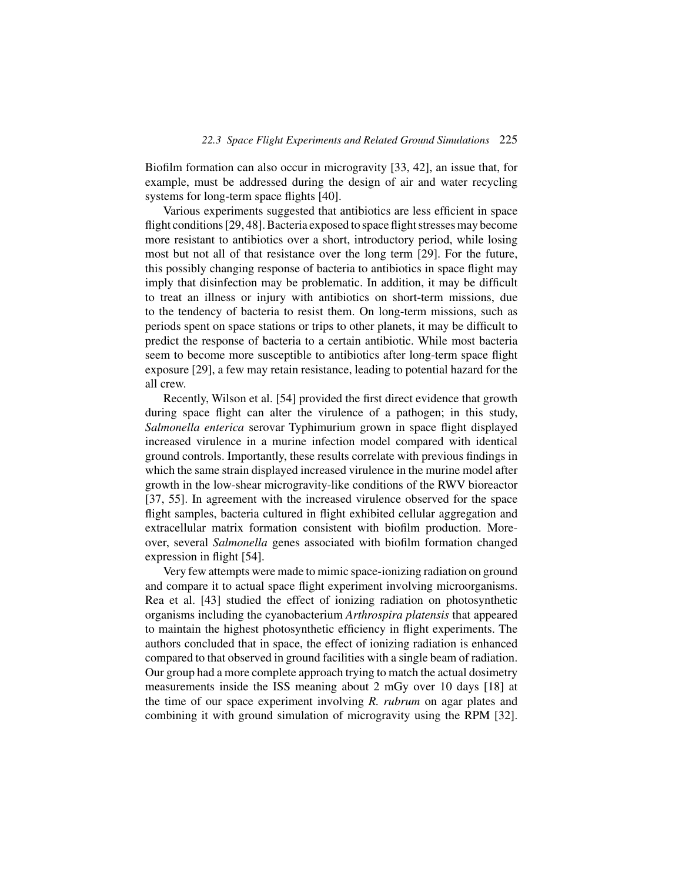Biofilm formation can also occur in microgravity [33, 42], an issue that, for example, must be addressed during the design of air and water recycling systems for long-term space flights [40].

Various experiments suggested that antibiotics are less efficient in space flight conditions [29, 48]. Bacteria exposed to space flight stresses may become more resistant to antibiotics over a short, introductory period, while losing most but not all of that resistance over the long term [29]. For the future, this possibly changing response of bacteria to antibiotics in space flight may imply that disinfection may be problematic. In addition, it may be difficult to treat an illness or injury with antibiotics on short-term missions, due to the tendency of bacteria to resist them. On long-term missions, such as periods spent on space stations or trips to other planets, it may be difficult to predict the response of bacteria to a certain antibiotic. While most bacteria seem to become more susceptible to antibiotics after long-term space flight exposure [29], a few may retain resistance, leading to potential hazard for the all crew.

Recently, Wilson et al. [54] provided the first direct evidence that growth during space flight can alter the virulence of a pathogen; in this study, *Salmonella enterica* serovar Typhimurium grown in space flight displayed increased virulence in a murine infection model compared with identical ground controls. Importantly, these results correlate with previous findings in which the same strain displayed increased virulence in the murine model after growth in the low-shear microgravity-like conditions of the RWV bioreactor [37, 55]. In agreement with the increased virulence observed for the space flight samples, bacteria cultured in flight exhibited cellular aggregation and extracellular matrix formation consistent with biofilm production. Moreover, several *Salmonella* genes associated with biofilm formation changed expression in flight [54].

Very few attempts were made to mimic space-ionizing radiation on ground and compare it to actual space flight experiment involving microorganisms. Rea et al. [43] studied the effect of ionizing radiation on photosynthetic organisms including the cyanobacterium *Arthrospira platensis* that appeared to maintain the highest photosynthetic efficiency in flight experiments. The authors concluded that in space, the effect of ionizing radiation is enhanced compared to that observed in ground facilities with a single beam of radiation. Our group had a more complete approach trying to match the actual dosimetry measurements inside the ISS meaning about 2 mGy over 10 days [18] at the time of our space experiment involving *R. rubrum* on agar plates and combining it with ground simulation of microgravity using the RPM [32].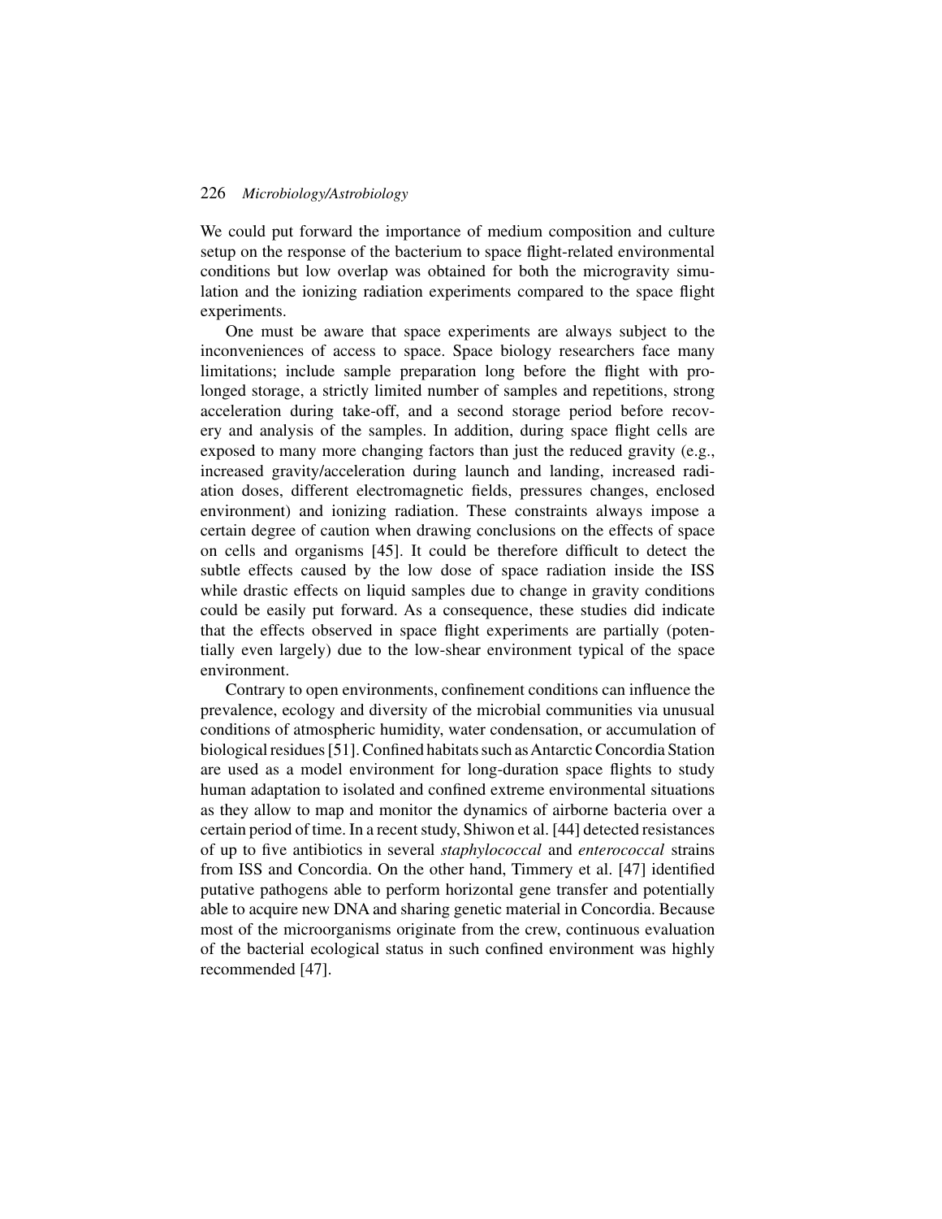We could put forward the importance of medium composition and culture setup on the response of the bacterium to space flight-related environmental conditions but low overlap was obtained for both the microgravity simulation and the ionizing radiation experiments compared to the space flight experiments.

One must be aware that space experiments are always subject to the inconveniences of access to space. Space biology researchers face many limitations; include sample preparation long before the flight with prolonged storage, a strictly limited number of samples and repetitions, strong acceleration during take-off, and a second storage period before recovery and analysis of the samples. In addition, during space flight cells are exposed to many more changing factors than just the reduced gravity (e.g., increased gravity/acceleration during launch and landing, increased radiation doses, different electromagnetic fields, pressures changes, enclosed environment) and ionizing radiation. These constraints always impose a certain degree of caution when drawing conclusions on the effects of space on cells and organisms [45]. It could be therefore difficult to detect the subtle effects caused by the low dose of space radiation inside the ISS while drastic effects on liquid samples due to change in gravity conditions could be easily put forward. As a consequence, these studies did indicate that the effects observed in space flight experiments are partially (potentially even largely) due to the low-shear environment typical of the space environment.

Contrary to open environments, confinement conditions can influence the prevalence, ecology and diversity of the microbial communities via unusual conditions of atmospheric humidity, water condensation, or accumulation of biological residues [51]. Confined habitats such as Antarctic Concordia Station are used as a model environment for long-duration space flights to study human adaptation to isolated and confined extreme environmental situations as they allow to map and monitor the dynamics of airborne bacteria over a certain period of time. In a recent study, Shiwon et al. [44] detected resistances of up to five antibiotics in several *staphylococcal* and *enterococcal* strains from ISS and Concordia. On the other hand, Timmery et al. [47] identified putative pathogens able to perform horizontal gene transfer and potentially able to acquire new DNA and sharing genetic material in Concordia. Because most of the microorganisms originate from the crew, continuous evaluation of the bacterial ecological status in such confined environment was highly recommended [47].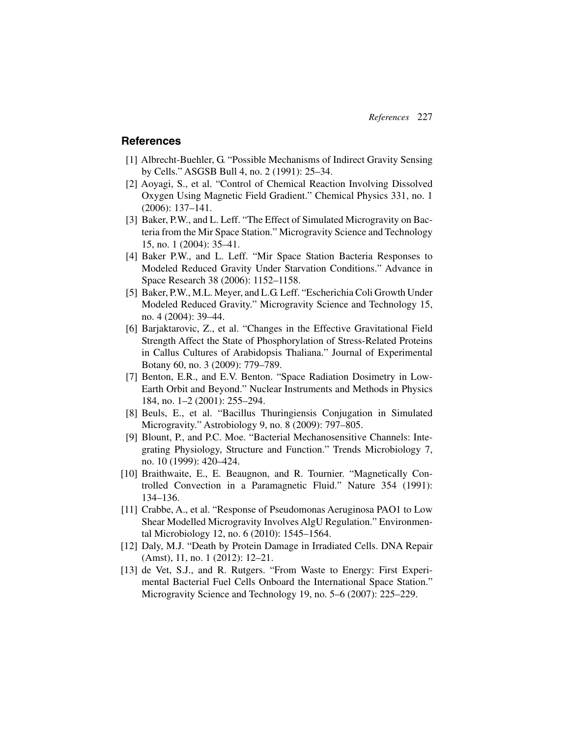## References

[1] Albrecht-Buehler, G. "Possible Mechanisms of Indirect Gravity Sensing by Cells." ASGSB Bull 4, no. 2 (1991): 25–34.

[2] Aoyagi, S., et al. "Control of Chemical Reaction Involving Dissolved Oxygen Using Magnetic Field Gradient." Chemical Physics 331, no. 1 (2006): 137–141.

[3] Baker, P.W., and L. Leff. "The Effect of Simulated Microgravity on Bacteria from the Mir Space Station." Microgravity Science and Technology 15, no. 1 (2004): 35–41.

[4] Baker P.W., and L. Leff. "Mir Space Station Bacteria Responses to Modeled Reduced Gravity Under Starvation Conditions." Advance in Space Research 38 (2006): 1152–1158.

[5] Baker, P.W., M.L. Meyer, and L.G. Leff. "Escherichia Coli Growth Under Modeled Reduced Gravity." Microgravity Science and Technology 15, no. 4 (2004): 39–44.

[6] Barjaktarovic, Z., et al. "Changes in the Effective Gravitational Field Strength Affect the State of Phosphorylation of Stress-Related Proteins in Callus Cultures of Arabidopsis Thaliana." Journal of Experimental Botany 60, no. 3 (2009): 779–789.

[7] Benton, E.R., and E.V. Benton. "Space Radiation Dosimetry in Low-Earth Orbit and Beyond." Nuclear Instruments and Methods in Physics 184, no. 1–2 (2001): 255–294.

[8] Beuls, E., et al. "Bacillus Thuringiensis Conjugation in Simulated Microgravity." Astrobiology 9, no. 8 (2009): 797–805.

[9] Blount, P., and P.C. Moe. "Bacterial Mechanosensitive Channels: Integrating Physiology, Structure and Function." Trends Microbiology 7, no. 10 (1999): 420–424.

[10] Braithwaite, E., E. Beaugnon, and R. Tournier. "Magnetically Controlled Convection in a Paramagnetic Fluid." Nature 354 (1991): 134–136.

[11] Crabbe, A., et al. "Response of Pseudomonas Aeruginosa PAO1 to Low Shear Modelled Microgravity Involves AlgU Regulation." Environmental Microbiology 12, no. 6 (2010): 1545–1564.

[12] Daly, M.J. "Death by Protein Damage in Irradiated Cells. DNA Repair (Amst), 11, no. 1 (2012): 12–21.

[13] de Vet, S.J., and R. Rutgers. "From Waste to Energy: First Experimental Bacterial Fuel Cells Onboard the International Space Station." Microgravity Science and Technology 19, no. 5–6 (2007): 225–229.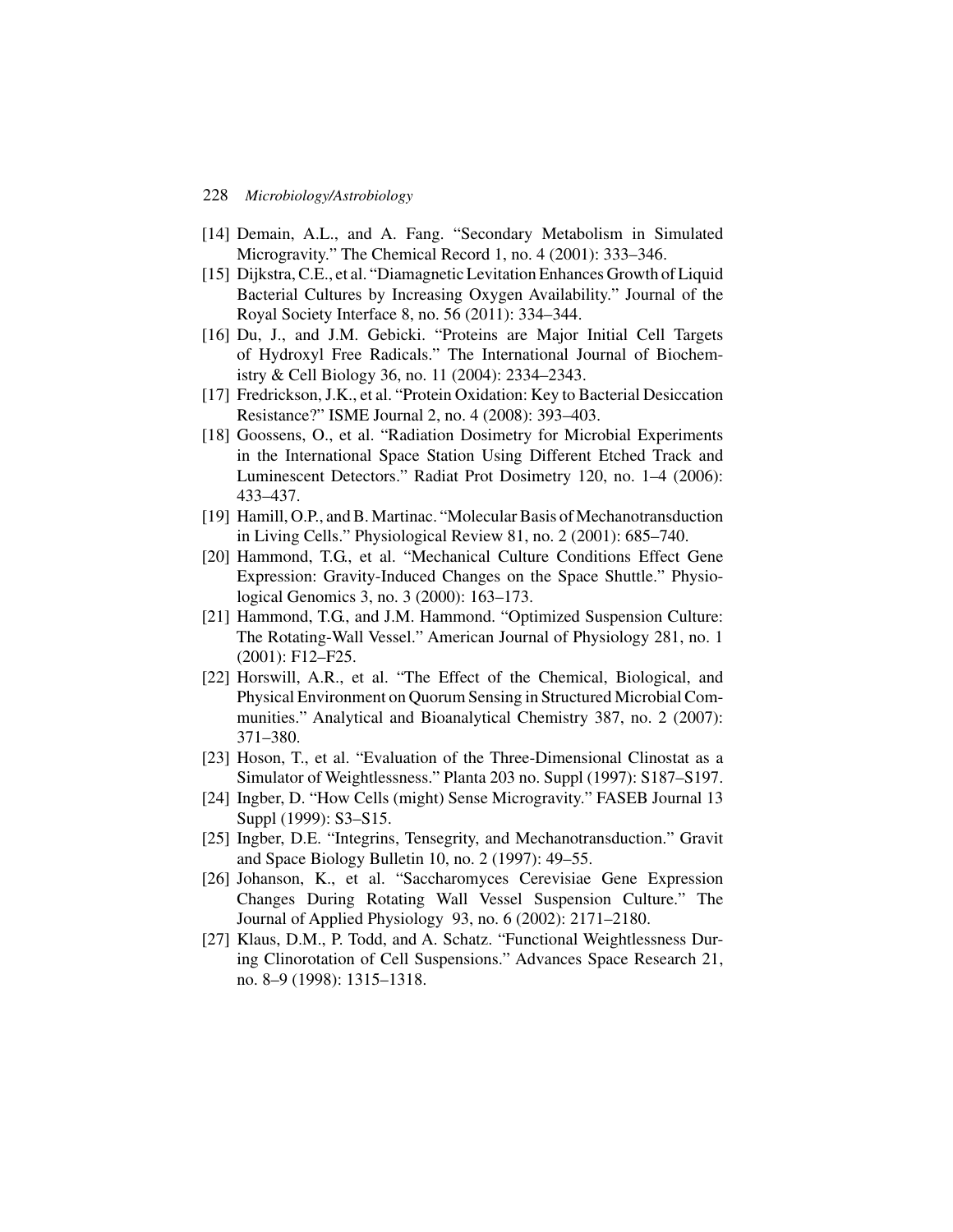[14] Demain, A.L., and A. Fang. "Secondary Metabolism in Simulated Microgravity." The Chemical Record 1, no. 4 (2001): 333–346.

[15] Dijkstra, C.E., et al. "Diamagnetic Levitation Enhances Growth of Liquid Bacterial Cultures by Increasing Oxygen Availability." Journal of the Royal Society Interface 8, no. 56 (2011): 334–344.

[16] Du, J., and J.M. Gebicki. "Proteins are Major Initial Cell Targets of Hydroxyl Free Radicals." The International Journal of Biochemistry & Cell Biology 36, no. 11 (2004): 2334–2343.

[17] Fredrickson, J.K., et al. "Protein Oxidation: Key to Bacterial Desiccation Resistance?" ISME Journal 2, no. 4 (2008): 393–403.

[18] Goossens, O., et al. "Radiation Dosimetry for Microbial Experiments in the International Space Station Using Different Etched Track and Luminescent Detectors." Radiat Prot Dosimetry 120, no. 1–4 (2006): 433–437.

[19] Hamill, O.P., and B. Martinac. "Molecular Basis of Mechanotransduction in Living Cells." Physiological Review 81, no. 2 (2001): 685–740.

[20] Hammond, T.G., et al. "Mechanical Culture Conditions Effect Gene Expression: Gravity-Induced Changes on the Space Shuttle." Physiological Genomics 3, no. 3 (2000): 163–173.

[21] Hammond, T.G., and J.M. Hammond. "Optimized Suspension Culture: The Rotating-Wall Vessel." American Journal of Physiology 281, no. 1 (2001): F12–F25.

[22] Horswill, A.R., et al. "The Effect of the Chemical, Biological, and Physical Environment on Quorum Sensing in Structured Microbial Communities." Analytical and Bioanalytical Chemistry 387, no. 2 (2007): 371–380.

[23] Hoson, T., et al. "Evaluation of the Three-Dimensional Clinostat as a Simulator of Weightlessness." Planta 203 no. Suppl (1997): S187–S197.

[24] Ingber, D. "How Cells (might) Sense Microgravity." FASEB Journal 13 Suppl (1999): S3–S15.

[25] Ingber, D.E. "Integrins, Tensegrity, and Mechanotransduction." Gravit and Space Biology Bulletin 10, no. 2 (1997): 49–55.

[26] Johanson, K., et al. "Saccharomyces Cerevisiae Gene Expression Changes During Rotating Wall Vessel Suspension Culture." The Journal of Applied Physiology 93, no. 6 (2002): 2171–2180.

[27] Klaus, D.M., P. Todd, and A. Schatz. "Functional Weightlessness During Clinorotation of Cell Suspensions." Advances Space Research 21, no. 8–9 (1998): 1315–1318.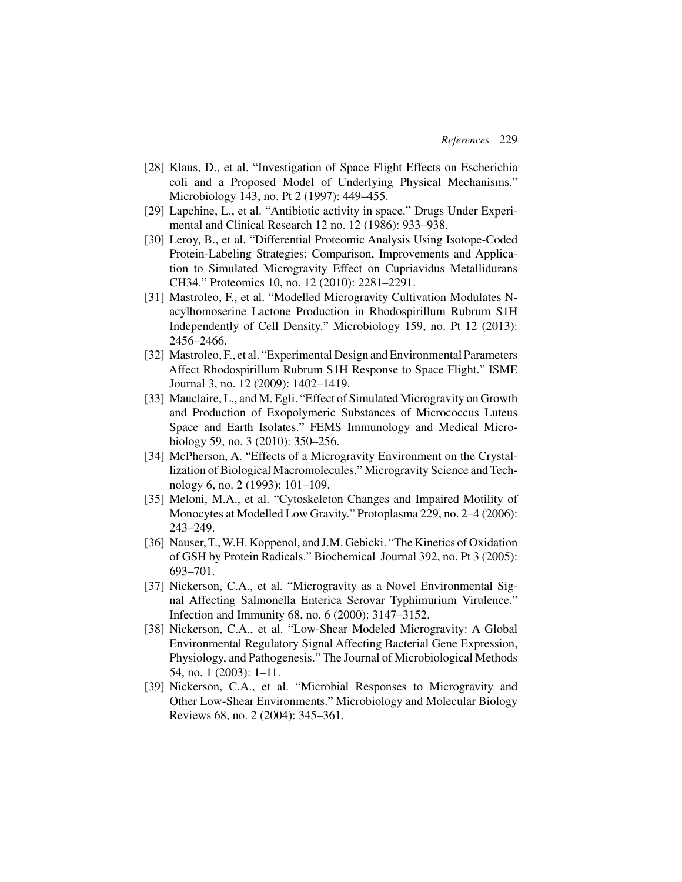[28] Klaus, D., et al. "Investigation of Space Flight Effects on Escherichia coli and a Proposed Model of Underlying Physical Mechanisms." Microbiology 143, no. Pt 2 (1997): 449–455.

[29] Lapchine, L., et al. "Antibiotic activity in space." Drugs Under Experimental and Clinical Research 12 no. 12 (1986): 933–938.

[30] Leroy, B., et al. "Differential Proteomic Analysis Using Isotope-Coded Protein-Labeling Strategies: Comparison, Improvements and Application to Simulated Microgravity Effect on Cupriavidus Metallidurans CH34." Proteomics 10, no. 12 (2010): 2281–2291.

[31] Mastroleo, F., et al. "Modelled Microgravity Cultivation Modulates N-acylhomoserine Lactone Production in Rhodospirillum Rubrum S1H Independently of Cell Density." Microbiology 159, no. Pt 12 (2013): 2456–2466.

[32] Mastroleo, F., et al. "Experimental Design and Environmental Parameters Affect Rhodospirillum Rubrum S1H Response to Space Flight." ISME Journal 3, no. 12 (2009): 1402–1419.

[33] Mauclaire, L., and M. Egli. "Effect of Simulated Microgravity on Growth and Production of Exopolymeric Substances of Micrococcus Luteus Space and Earth Isolates." FEMS Immunology and Medical Microbiology 59, no. 3 (2010): 350–256.

[34] McPherson, A. "Effects of a Microgravity Environment on the Crystallization of Biological Macromolecules." Microgravity Science and Technology 6, no. 2 (1993): 101–109.

[35] Meloni, M.A., et al. "Cytoskeleton Changes and Impaired Motility of Monocytes at Modelled Low Gravity." Protoplasma 229, no. 2–4 (2006): 243–249.

[36] Nauser, T., W.H. Koppenol, and J.M. Gebicki. "The Kinetics of Oxidation of GSH by Protein Radicals." Biochemical Journal 392, no. Pt 3 (2005): 693–701.

[37] Nickerson, C.A., et al. "Microgravity as a Novel Environmental Signal Affecting Salmonella Enterica Serovar Typhimurium Virulence." Infection and Immunity 68, no. 6 (2000): 3147–3152.

[38] Nickerson, C.A., et al. "Low-Shear Modeled Microgravity: A Global Environmental Regulatory Signal Affecting Bacterial Gene Expression, Physiology, and Pathogenesis." The Journal of Microbiological Methods 54, no. 1 (2003): 1–11.

[39] Nickerson, C.A., et al. "Microbial Responses to Microgravity and Other Low-Shear Environments." Microbiology and Molecular Biology Reviews 68, no. 2 (2004): 345–361.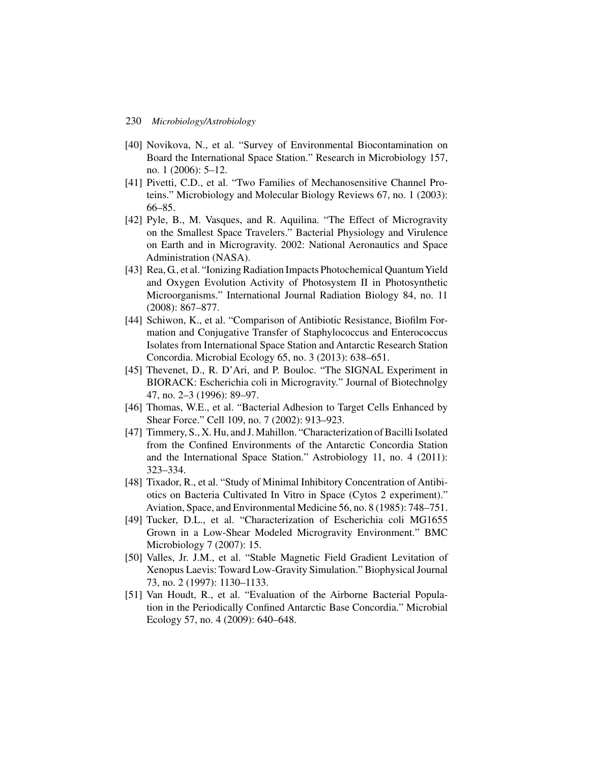[40] Novikova, N., et al. "Survey of Environmental Biocontamination on Board the International Space Station." Research in Microbiology 157, no. 1 (2006): 5–12.

[41] Pivetti, C.D., et al. "Two Families of Mechanosensitive Channel Proteins." Microbiology and Molecular Biology Reviews 67, no. 1 (2003): 66–85.

[42] Pyle, B., M. Vasques, and R. Aquilina. "The Effect of Microgravity on the Smallest Space Travelers." Bacterial Physiology and Virulence on Earth and in Microgravity. 2002: National Aeronautics and Space Administration (NASA).

[43] Rea, G., et al. "Ionizing Radiation Impacts Photochemical Quantum Yield and Oxygen Evolution Activity of Photosystem II in Photosynthetic Microorganisms." International Journal Radiation Biology 84, no. 11 (2008): 867–877.

[44] Schiwon, K., et al. "Comparison of Antibiotic Resistance, Biofilm Formation and Conjugative Transfer of Staphylococcus and Enterococcus Isolates from International Space Station and Antarctic Research Station Concordia. Microbial Ecology 65, no. 3 (2013): 638–651.

[45] Thevenet, D., R. D'Ari, and P. Bouloc. "The SIGNAL Experiment in BIORACK: Escherichia coli in Microgravity." Journal of Biotechnolgy 47, no. 2–3 (1996): 89–97.

[46] Thomas, W.E., et al. "Bacterial Adhesion to Target Cells Enhanced by Shear Force." Cell 109, no. 7 (2002): 913–923.

[47] Timmery, S., X. Hu, and J. Mahillon. "Characterization of Bacilli Isolated from the Confined Environments of the Antarctic Concordia Station and the International Space Station." Astrobiology 11, no. 4 (2011): 323–334.

[48] Tixador, R., et al. "Study of Minimal Inhibitory Concentration of Antibiotics on Bacteria Cultivated In Vitro in Space (Cytos 2 experiment)." Aviation, Space, and Environmental Medicine 56, no. 8 (1985): 748–751.

[49] Tucker, D.L., et al. "Characterization of Escherichia coli MG1655 Grown in a Low-Shear Modeled Microgravity Environment." BMC Microbiology 7 (2007): 15.

[50] Valles, Jr. J.M., et al. "Stable Magnetic Field Gradient Levitation of Xenopus Laevis: Toward Low-Gravity Simulation." Biophysical Journal 73, no. 2 (1997): 1130–1133.

[51] Van Houdt, R., et al. "Evaluation of the Airborne Bacterial Population in the Periodically Confined Antarctic Base Concordia." Microbial Ecology 57, no. 4 (2009): 640–648.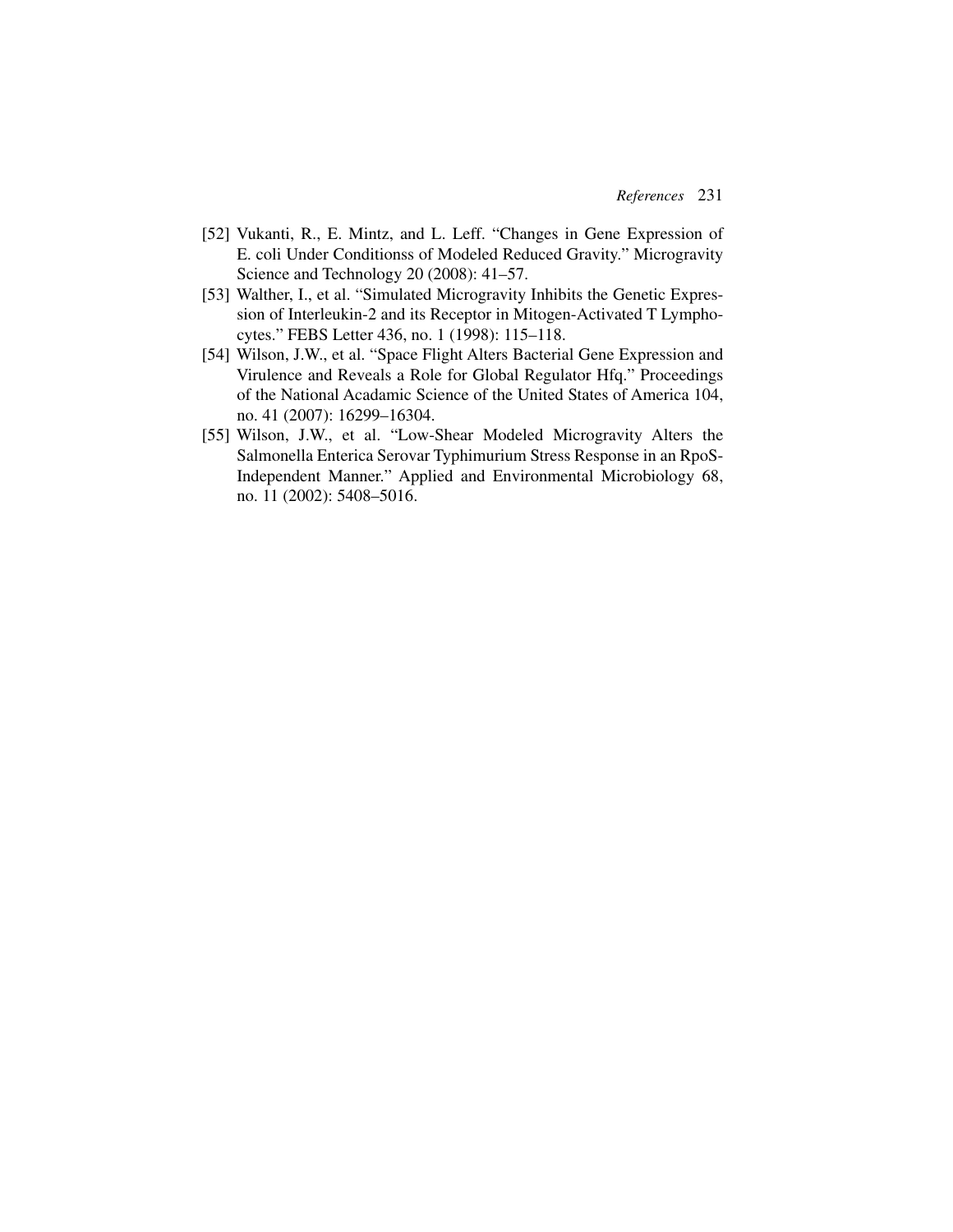[52] Vukanti, R., E. Mintz, and L. Leff. "Changes in Gene Expression of E. coli Under Conditionss of Modeled Reduced Gravity." Microgravity Science and Technology 20 (2008): 41–57.

[53] Walther, I., et al. "Simulated Microgravity Inhibits the Genetic Expression of Interleukin-2 and its Receptor in Mitogen-Activated T Lymphocytes." FEBS Letter 436, no. 1 (1998): 115–118.

[54] Wilson, J.W., et al. "Space Flight Alters Bacterial Gene Expression and Virulence and Reveals a Role for Global Regulator Hfq." Proceedings of the National Acadamic Science of the United States of America 104, no. 41 (2007): 16299–16304.

[55] Wilson, J.W., et al. "Low-Shear Modeled Microgravity Alters the Salmonella Enterica Serovar Typhimurium Stress Response in an RpoS-Independent Manner." Applied and Environmental Microbiology 68, no. 11 (2002): 5408–5016.